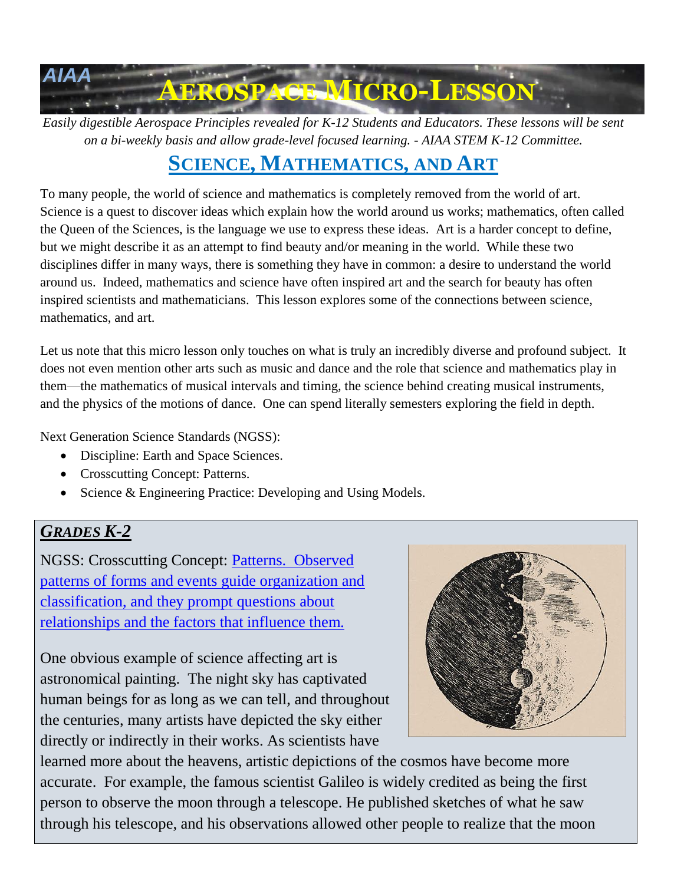# AIAA AEROSPACE MICRO-LESSON

*Easily digestible Aerospace Principles revealed for K-12 Students and Educators. These lessons will be sent on a bi-weekly basis and allow grade-level focused learning. - AIAA STEM K-12 Committee.*

## SCIENCE, MATHEMATICS, AND ART

To many people, the world of science and mathematics is completely removed from the world of art. Science is a quest to discover ideas which explain how the world around us works; mathematics, often called the Queen of the Sciences, is the language we use to express these ideas. Art is a harder concept to define, but we might describe it as an attempt to find beauty and/or meaning in the world. While these two disciplines differ in many ways, there is something they have in common: a desire to understand the world around us. Indeed, mathematics and science have often inspired art and the search for beauty has often inspired scientists and mathematicians. This lesson explores some of the connections between science, mathematics, and art.

Let us note that this micro lesson only touches on what is truly an incredibly diverse and profound subject. It does not even mention other arts such as music and dance and the role that science and mathematics play in them—the mathematics of musical intervals and timing, the science behind creating musical instruments, and the physics of the motions of dance. One can spend literally semesters exploring the field in depth.

Next Generation Science Standards (NGSS):

- Discipline: Earth and Space Sciences.
- Crosscutting Concept: Patterns.
- Science & Engineering Practice: Developing and Using Models.

### *GRADES K-2*

NGSS: Crosscutting Concept: Patterns. Observed patterns of forms and events guide organization and classification, and they prompt questions about relationships and the factors that influence them.

One obvious example of science affecting art is astronomical painting. The night sky has captivated human beings for as long as we can tell, and throughout the centuries, many artists have depicted the sky either directly or indirectly in their works. As scientists have learned more about the heavens, artistic depictions of the cosmos have become more accurate. For example, the famous scientist Galileo is widely credited as being the first person to observe the moon through a telescope. He published sketches of what he saw through his telescope, and his observations allowed other people to realize that the moon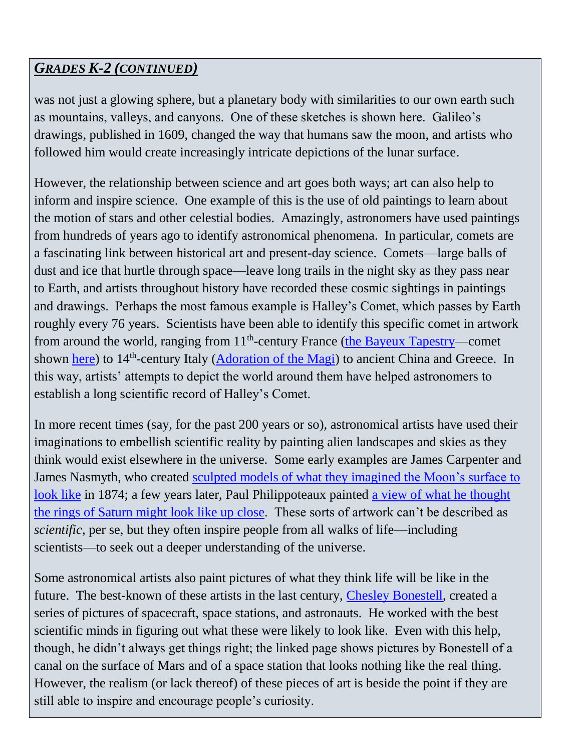## *GRADES K-2 (CONTINUED)*

was not just a glowing sphere, but a planetary body with similarities to our own earth such as mountains, valleys, and canyons. One of these sketches is shown here. Galileo's drawings, published in 1609, changed the way that humans saw the moon, and artists who followed him would create increasingly intricate depictions of the lunar surface.

However, the relationship between science and art goes both ways; art can also help to inform and inspire science. One example of this is the use of old paintings to learn about the motion of stars and other celestial bodies. Amazingly, astronomers have used paintings from hundreds of years ago to identify astronomical phenomena. In particular, comets are a fascinating link between historical art and present-day science. Comets—large balls of dust and ice that hurtle through space—leave long trails in the night sky as they pass near to Earth, and artists throughout history have recorded these cosmic sightings in paintings and drawings. Perhaps the most famous example is Halley's Comet, which passes by Earth roughly every 76 years. Scientists have been able to identify this specific comet in artwork from around the world, ranging from 11th-century France (the Bayeux Tapestry—comet shown here) to 14th-century Italy (Adoration of the Magi) to ancient China and Greece. In this way, artists' attempts to depict the world around them have helped astronomers to establish a long scientific record of Halley's Comet.

In more recent times (say, for the past 200 years or so), astronomical artists have used their imaginations to embellish scientific reality by painting alien landscapes and skies as they think would exist elsewhere in the universe. Some early examples are James Carpenter and James Nasmyth, who created sculpted models of what they imagined the Moon's surface to look like in 1874; a few years later, Paul Philippoteaux painted a view of what he thought the rings of Saturn might look like up close. These sorts of artwork can't be described as *scientific*, per se, but they often inspire people from all walks of life—including scientists—to seek out a deeper understanding of the universe.

Some astronomical artists also paint pictures of what they think life will be like in the future. The best-known of these artists in the last century, Chesley Bonestell, created a series of pictures of spacecraft, space stations, and astronauts. He worked with the best scientific minds in figuring out what these were likely to look like. Even with this help, though, he didn't always get things right; the linked page shows pictures by Bonestell of a canal on the surface of Mars and of a space station that looks nothing like the real thing. However, the realism (or lack thereof) of these pieces of art is beside the point if they are still able to inspire and encourage people's curiosity.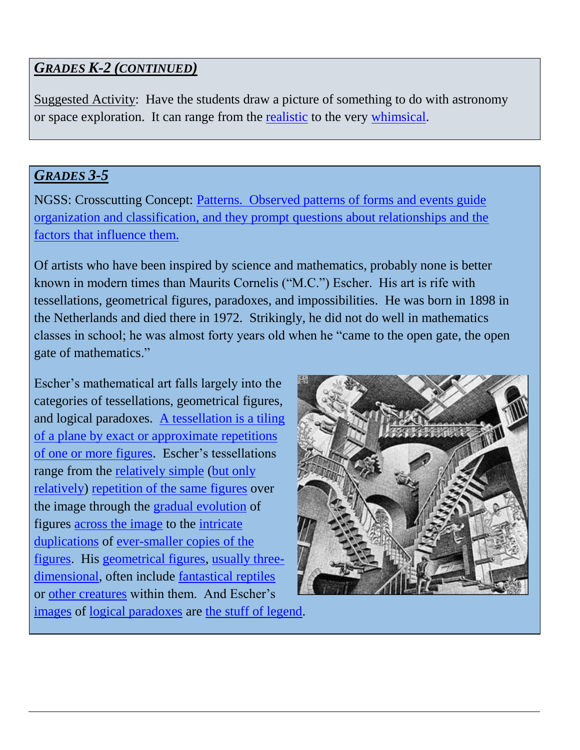## *GRADES K-2 (CONTINUED)*

Suggested Activity: Have the students draw a picture of something to do with astronomy or space exploration. It can range from the realistic to the very whimsical.

## *GRADES 3-5*

NGSS: Crosscutting Concept: Patterns. Observed patterns of forms and events guide organization and classification, and they prompt questions about relationships and the factors that influence them.

Of artists who have been inspired by science and mathematics, probably none is better known in modern times than Maurits Cornelis ("M.C.") Escher. His art is rife with tessellations, geometrical figures, paradoxes, and impossibilities. He was born in 1898 in the Netherlands and died there in 1972. Strikingly, he did not do well in mathematics classes in school; he was almost forty years old when he "came to the open gate, the open gate of mathematics."

Escher's mathematical art falls largely into the categories of tessellations, geometrical figures, and logical paradoxes. A tessellation is a tiling of a plane by exact or approximate repetitions of one or more figures. Escher's tessellations range from the relatively simple (but only relatively) repetition of the same figures over the image through the gradual evolution of figures across the image to the intricate duplications of ever-smaller copies of the figures. His geometrical figures, usually three-dimensional, often include fantastical reptiles or other creatures within them. And Escher's images of logical paradoxes are the stuff of legend.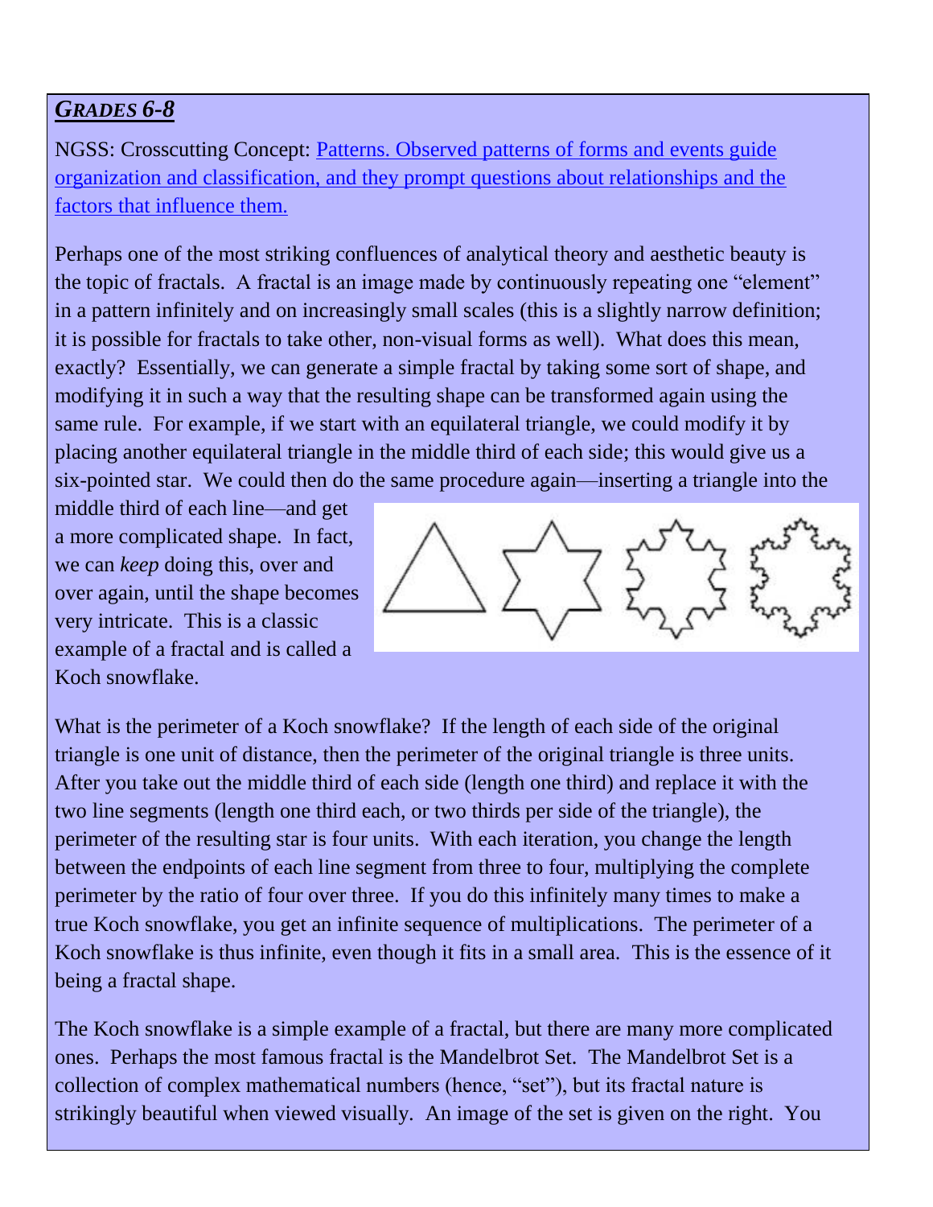## *GRADES 6-8*

NGSS: Crosscutting Concept: [Patterns. Observed patterns of forms and events guide organization and classification, and they prompt questions about relationships and the factors that influence them.]

Perhaps one of the most striking confluences of analytical theory and aesthetic beauty is the topic of fractals. A fractal is an image made by continuously repeating one "element" in a pattern infinitely and on increasingly small scales (this is a slightly narrow definition; it is possible for fractals to take other, non-visual forms as well). What does this mean, exactly? Essentially, we can generate a simple fractal by taking some sort of shape, and modifying it in such a way that the resulting shape can be transformed again using the same rule. For example, if we start with an equilateral triangle, we could modify it by placing another equilateral triangle in the middle third of each side; this would give us a six-pointed star. We could then do the same procedure again—inserting a triangle into the middle third of each line—and get a more complicated shape. In fact, we can *keep* doing this, over and over again, until the shape becomes very intricate. This is a classic example of a fractal and is called a Koch snowflake.

What is the perimeter of a Koch snowflake? If the length of each side of the original triangle is one unit of distance, then the perimeter of the original triangle is three units. After you take out the middle third of each side (length one third) and replace it with the two line segments (length one third each, or two thirds per side of the triangle), the perimeter of the resulting star is four units. With each iteration, you change the length between the endpoints of each line segment from three to four, multiplying the complete perimeter by the ratio of four over three. If you do this infinitely many times to make a true Koch snowflake, you get an infinite sequence of multiplications. The perimeter of a Koch snowflake is thus infinite, even though it fits in a small area. This is the essence of it being a fractal shape.

The Koch snowflake is a simple example of a fractal, but there are many more complicated ones. Perhaps the most famous fractal is the Mandelbrot Set. The Mandelbrot Set is a collection of complex mathematical numbers (hence, "set"), but its fractal nature is strikingly beautiful when viewed visually. An image of the set is given on the right. You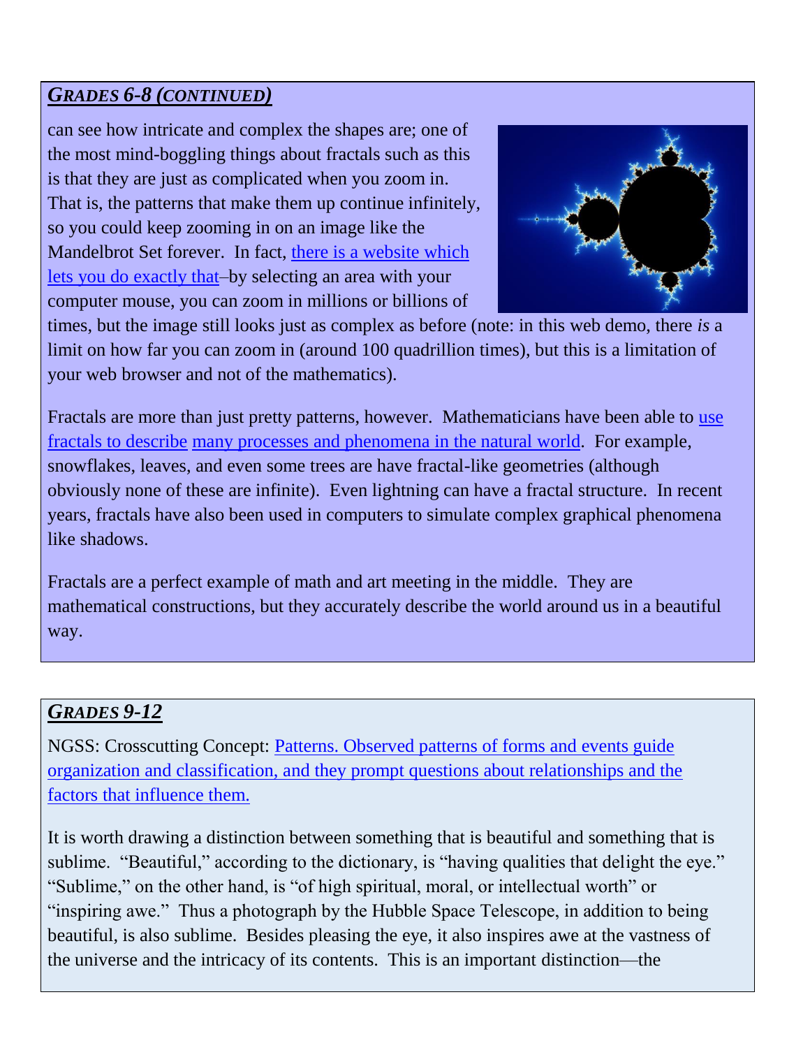## *GRADES 6-8 (CONTINUED)*

can see how intricate and complex the shapes are; one of the most mind-boggling things about fractals such as this is that they are just as complicated when you zoom in. That is, the patterns that make them up continue infinitely, so you could keep zooming in on an image like the Mandelbrot Set forever. In fact, there is a website which lets you do exactly that–by selecting an area with your computer mouse, you can zoom in millions or billions of times, but the image still looks just as complex as before (note: in this web demo, there *is* a limit on how far you can zoom in (around 100 quadrillion times), but this is a limitation of your web browser and not of the mathematics).

Fractals are more than just pretty patterns, however. Mathematicians have been able to use fractals to describe many processes and phenomena in the natural world. For example, snowflakes, leaves, and even some trees are have fractal-like geometries (although obviously none of these are infinite). Even lightning can have a fractal structure. In recent years, fractals have also been used in computers to simulate complex graphical phenomena like shadows.

Fractals are a perfect example of math and art meeting in the middle. They are mathematical constructions, but they accurately describe the world around us in a beautiful way.

## *GRADES 9-12*

NGSS: Crosscutting Concept: Patterns. Observed patterns of forms and events guide organization and classification, and they prompt questions about relationships and the factors that influence them.

It is worth drawing a distinction between something that is beautiful and something that is sublime. "Beautiful," according to the dictionary, is "having qualities that delight the eye." "Sublime," on the other hand, is "of high spiritual, moral, or intellectual worth" or "inspiring awe." Thus a photograph by the Hubble Space Telescope, in addition to being beautiful, is also sublime. Besides pleasing the eye, it also inspires awe at the vastness of the universe and the intricacy of its contents. This is an important distinction—the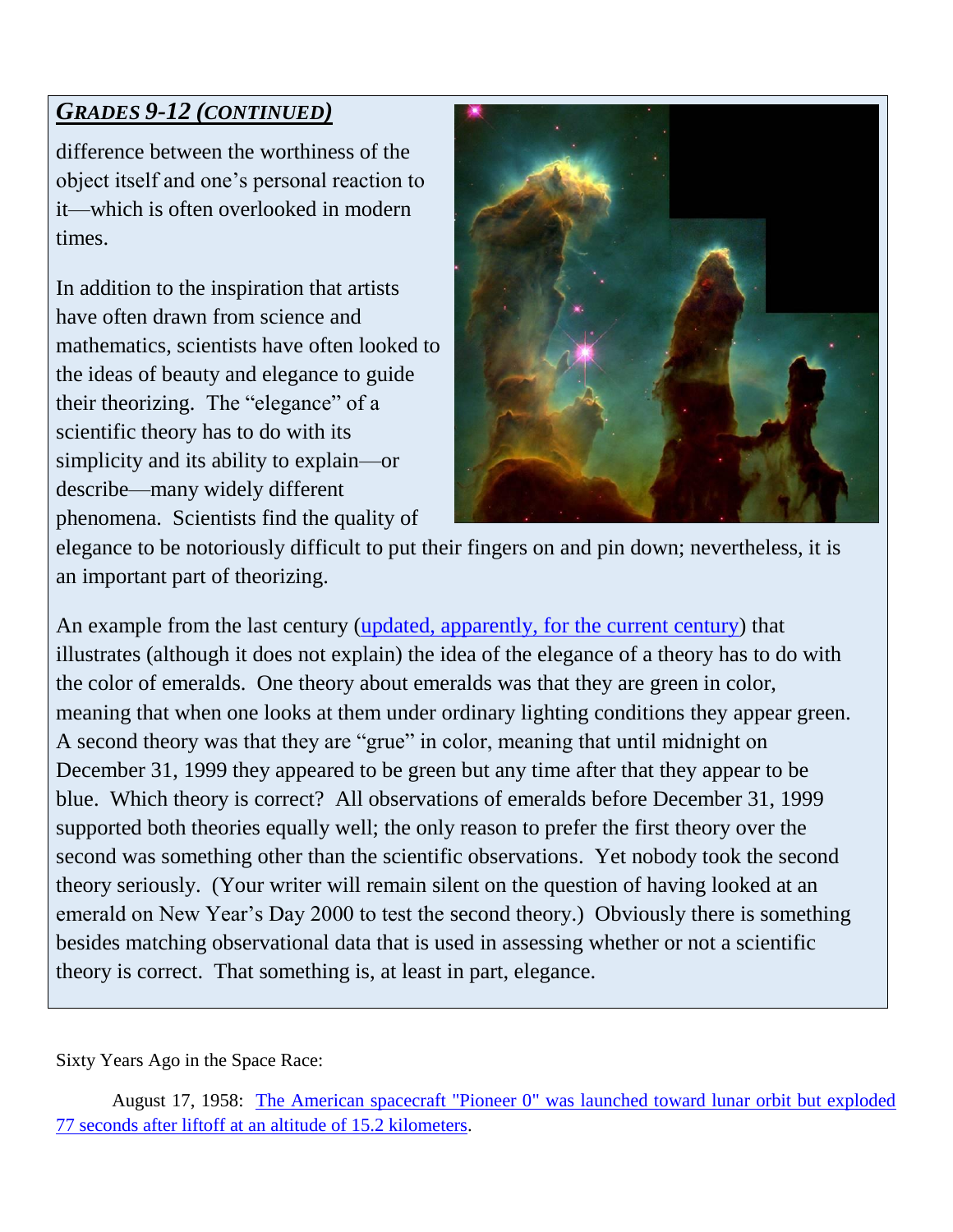## *GRADES 9-12 (CONTINUED)*

difference between the worthiness of the object itself and one's personal reaction to it—which is often overlooked in modern times.

In addition to the inspiration that artists have often drawn from science and mathematics, scientists have often looked to the ideas of beauty and elegance to guide their theorizing. The "elegance" of a scientific theory has to do with its simplicity and its ability to explain—or describe—many widely different phenomena. Scientists find the quality of elegance to be notoriously difficult to put their fingers on and pin down; nevertheless, it is an important part of theorizing.

An example from the last century (updated, apparently, for the current century) that illustrates (although it does not explain) the idea of the elegance of a theory has to do with the color of emeralds. One theory about emeralds was that they are green in color, meaning that when one looks at them under ordinary lighting conditions they appear green. A second theory was that they are "grue" in color, meaning that until midnight on December 31, 1999 they appeared to be green but any time after that they appear to be blue. Which theory is correct? All observations of emeralds before December 31, 1999 supported both theories equally well; the only reason to prefer the first theory over the second was something other than the scientific observations. Yet nobody took the second theory seriously. (Your writer will remain silent on the question of having looked at an emerald on New Year's Day 2000 to test the second theory.) Obviously there is something besides matching observational data that is used in assessing whether or not a scientific theory is correct. That something is, at least in part, elegance.

Sixty Years Ago in the Space Race:

August 17, 1958: The American spacecraft "Pioneer 0" was launched toward lunar orbit but exploded 77 seconds after liftoff at an altitude of 15.2 kilometers.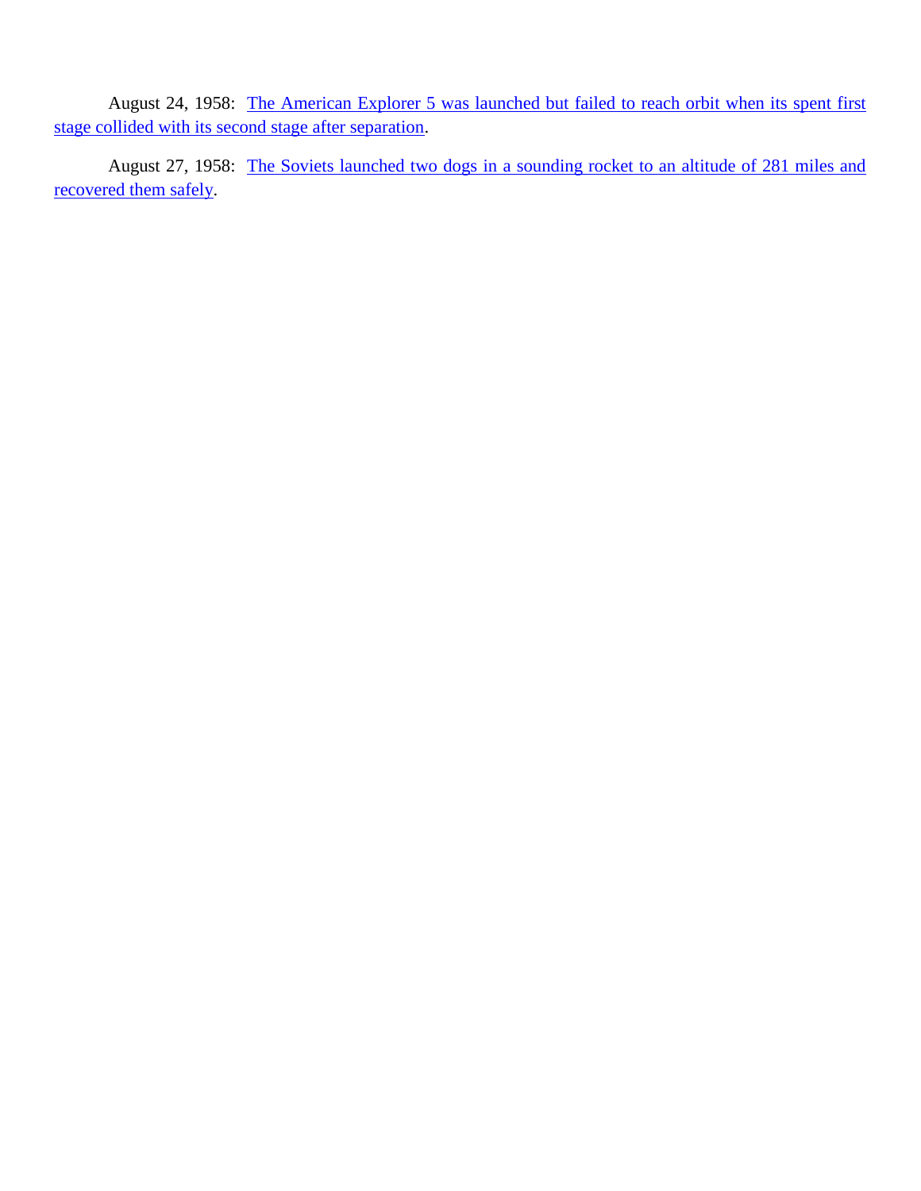August 24, 1958: The American Explorer 5 was launched but failed to reach orbit when its spent first stage collided with its second stage after separation.

August 27, 1958: The Soviets launched two dogs in a sounding rocket to an altitude of 281 miles and recovered them safely.